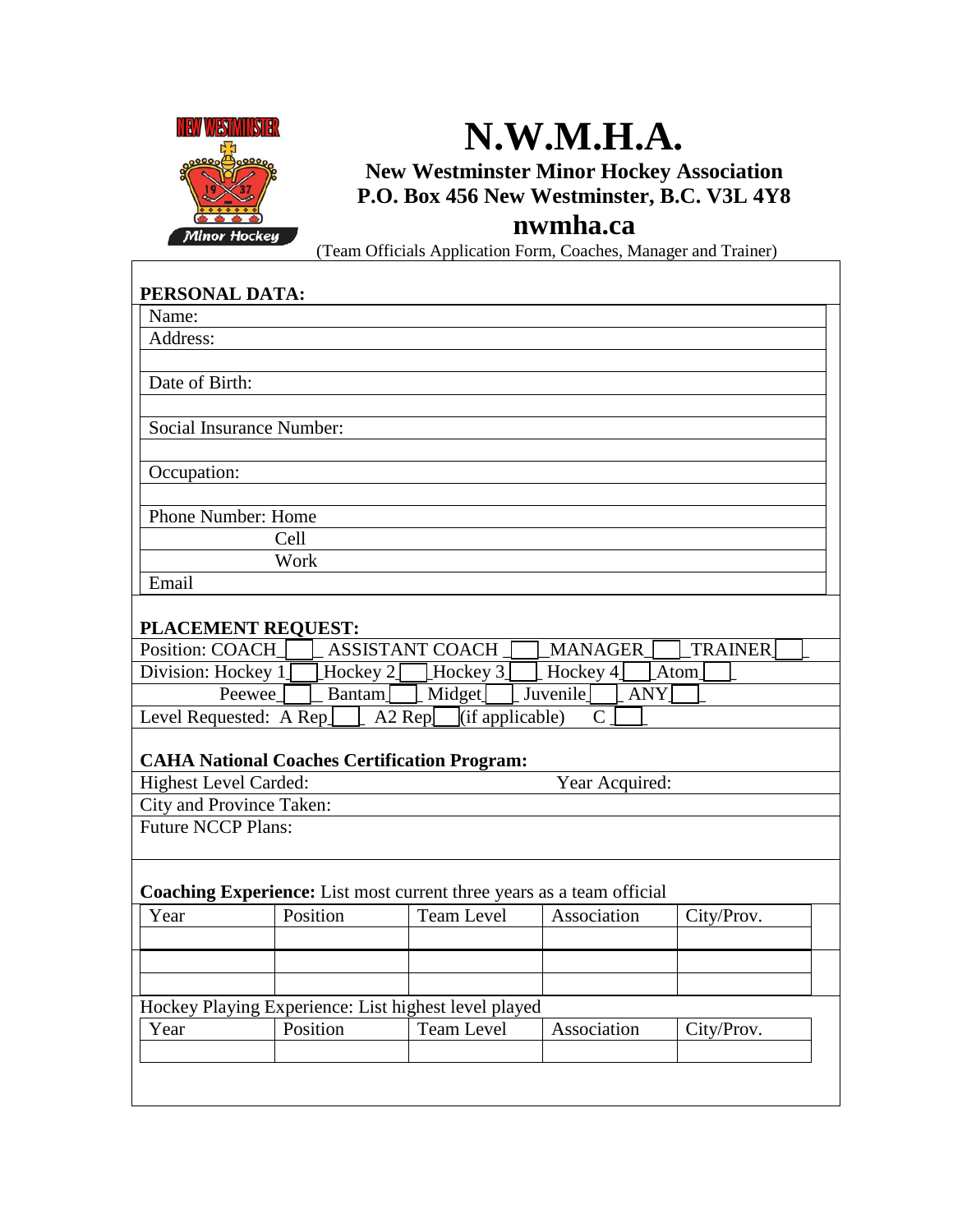# N.W.M.H.A.

**New Westminster Minor Hockey Association**
**P.O. Box 456 New Westminster, B.C. V3L 4Y8**

## nwmha.ca

(Team Officials Application Form, Coaches, Manager and Trainer)

**PERSONAL DATA:**

| |
|---|
| Name: |
| Address: |
| |
| Date of Birth: |
| |
| Social Insurance Number: |
| |
| Occupation: |
| |
| Phone Number: Home |
| Cell |
| Work |
| Email |

**PLACEMENT REQUEST:**

Position: COACH___ ASSISTANT COACH ___ MANAGER___ TRAINER___

Division: Hockey 1___ Hockey 2___ Hockey 3___ Hockey 4___ Atom___

Peewee___ Bantam___ Midget___ Juvenile___ ANY___

Level Requested: A Rep___ A2 Rep___ (if applicable) C ___

**CAHA National Coaches Certification Program:**

Highest Level Carded: Year Acquired:

City and Province Taken:

Future NCCP Plans:

**Coaching Experience:** List most current three years as a team official

| Year | Position | Team Level | Association | City/Prov. |
|---|---|---|---|---|
| | | | | |
| | | | | |
| | | | | |

Hockey Playing Experience: List highest level played

| Year | Position | Team Level | Association | City/Prov. |
|---|---|---|---|---|
| | | | | |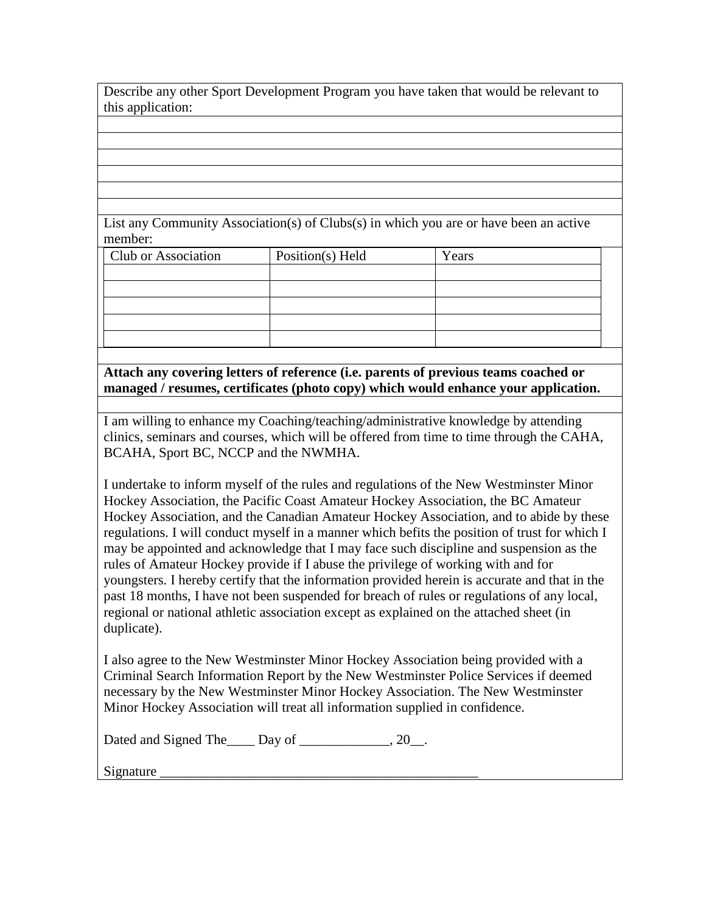Describe any other Sport Development Program you have taken that would be relevant to this application:

List any Community Association(s) of Clubs(s) in which you are or have been an active member:

| Club or Association | Position(s) Held | Years |
| --- | --- | --- |
| | | |
| | | |
| | | |
| | | |
| | | |

**Attach any covering letters of reference (i.e. parents of previous teams coached or managed / resumes, certificates (photo copy) which would enhance your application.**

I am willing to enhance my Coaching/teaching/administrative knowledge by attending clinics, seminars and courses, which will be offered from time to time through the CAHA, BCAHA, Sport BC, NCCP and the NWMHA.

I undertake to inform myself of the rules and regulations of the New Westminster Minor Hockey Association, the Pacific Coast Amateur Hockey Association, the BC Amateur Hockey Association, and the Canadian Amateur Hockey Association, and to abide by these regulations. I will conduct myself in a manner which befits the position of trust for which I may be appointed and acknowledge that I may face such discipline and suspension as the rules of Amateur Hockey provide if I abuse the privilege of working with and for youngsters. I hereby certify that the information provided herein is accurate and that in the past 18 months, I have not been suspended for breach of rules or regulations of any local, regional or national athletic association except as explained on the attached sheet (in duplicate).

I also agree to the New Westminster Minor Hockey Association being provided with a Criminal Search Information Report by the New Westminster Police Services if deemed necessary by the New Westminster Minor Hockey Association. The New Westminster Minor Hockey Association will treat all information supplied in confidence.

Dated and Signed The____ Day of _____________, 20__.

Signature _______________________________________________